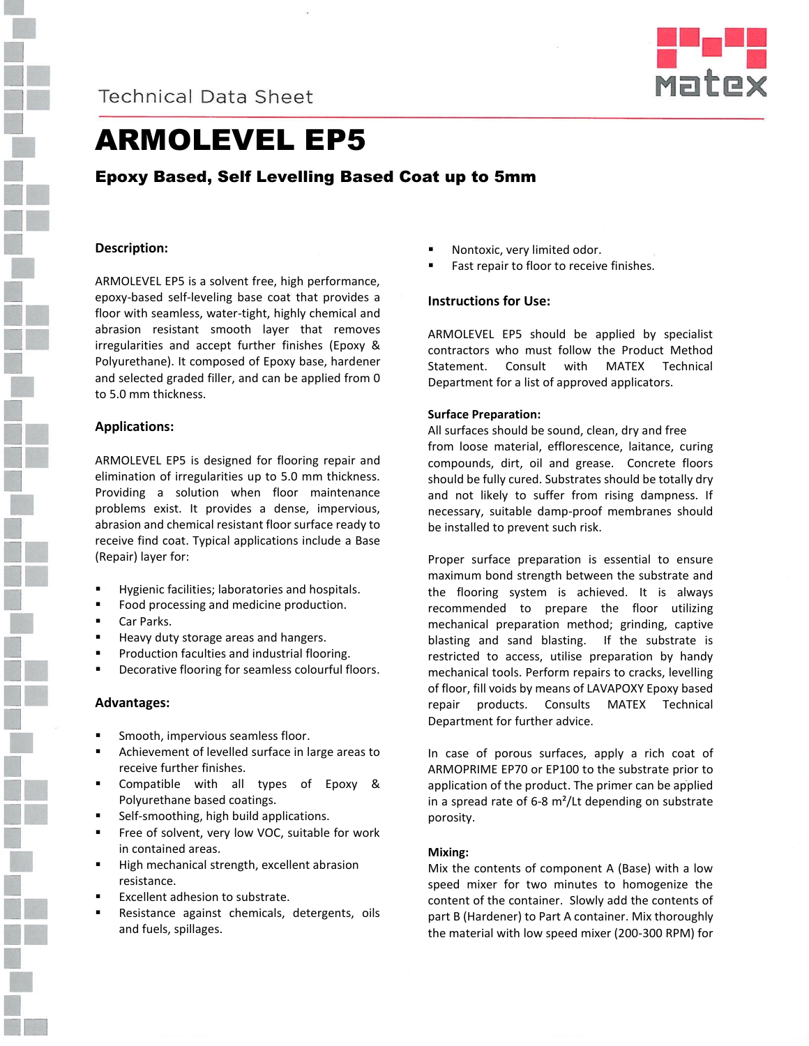Technical Data Sheet

# ARMOLEVEL EP5

## Epoxy Based, Self Levelling Based Coat up to 5mm

### Description:

ARMOLEVEL EP5 is a solvent free, high performance, epoxy-based self-leveling base coat that provides a floor with seamless, water-tight, highly chemical and abrasion resistant smooth layer that removes irregularities and accept further finishes (Epoxy & Polyurethane). It composed of Epoxy base, hardener and selected graded filler, and can be applied from 0 to 5.0 mm thickness.

### Applications:

ARMOLEVEL EP5 is designed for flooring repair and elimination of irregularities up to 5.0 mm thickness. Providing a solution when floor maintenance problems exist. It provides a dense, impervious, abrasion and chemical resistant floor surface ready to receive find coat. Typical applications include a Base (Repair) layer for:

- Hygienic facilities; laboratories and hospitals.
- Food processing and medicine production.
- Car Parks.
- Heavy duty storage areas and hangers.
- Production faculties and industrial flooring.
- Decorative flooring for seamless colourful floors.

### Advantages:

- Smooth, impervious seamless floor.
- Achievement of levelled surface in large areas to receive further finishes.
- Compatible with all types of Epoxy & Polyurethane based coatings.
- Self-smoothing, high build applications.
- Free of solvent, very low VOC, suitable for work in contained areas.
- High mechanical strength, excellent abrasion resistance.
- Excellent adhesion to substrate.
- Resistance against chemicals, detergents, oils and fuels, spillages.
- Nontoxic, very limited odor.
- Fast repair to floor to receive finishes.

### Instructions for Use:

ARMOLEVEL EP5 should be applied by specialist contractors who must follow the Product Method Statement. Consult with MATEX Technical Department for a list of approved applicators.

**Surface Preparation:**
All surfaces should be sound, clean, dry and free from loose material, efflorescence, laitance, curing compounds, dirt, oil and grease. Concrete floors should be fully cured. Substrates should be totally dry and not likely to suffer from rising dampness. If necessary, suitable damp-proof membranes should be installed to prevent such risk.

Proper surface preparation is essential to ensure maximum bond strength between the substrate and the flooring system is achieved. It is always recommended to prepare the floor utilizing mechanical preparation method; grinding, captive blasting and sand blasting. If the substrate is restricted to access, utilise preparation by handy mechanical tools. Perform repairs to cracks, levelling of floor, fill voids by means of LAVAPOXY Epoxy based repair products. Consults MATEX Technical Department for further advice.

In case of porous surfaces, apply a rich coat of ARMOPRIME EP70 or EP100 to the substrate prior to application of the product. The primer can be applied in a spread rate of 6-8 m²/Lt depending on substrate porosity.

**Mixing:**
Mix the contents of component A (Base) with a low speed mixer for two minutes to homogenize the content of the container. Slowly add the contents of part B (Hardener) to Part A container. Mix thoroughly the material with low speed mixer (200-300 RPM) for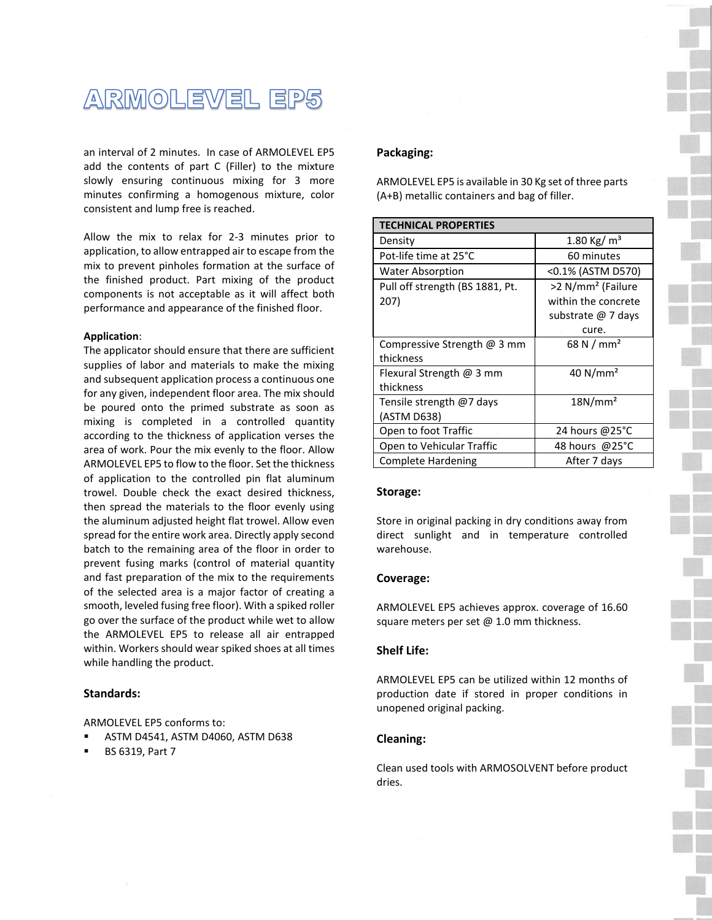# ARMOLEVEL EP5

an interval of 2 minutes. In case of ARMOLEVEL EP5 add the contents of part C (Filler) to the mixture slowly ensuring continuous mixing for 3 more minutes confirming a homogenous mixture, color consistent and lump free is reached.

Allow the mix to relax for 2-3 minutes prior to application, to allow entrapped air to escape from the mix to prevent pinholes formation at the surface of the finished product. Part mixing of the product components is not acceptable as it will affect both performance and appearance of the finished floor.

**Application**:
The applicator should ensure that there are sufficient supplies of labor and materials to make the mixing and subsequent application process a continuous one for any given, independent floor area. The mix should be poured onto the primed substrate as soon as mixing is completed in a controlled quantity according to the thickness of application verses the area of work. Pour the mix evenly to the floor. Allow ARMOLEVEL EP5 to flow to the floor. Set the thickness of application to the controlled pin flat aluminum trowel. Double check the exact desired thickness, then spread the materials to the floor evenly using the aluminum adjusted height flat trowel. Allow even spread for the entire work area. Directly apply second batch to the remaining area of the floor in order to prevent fusing marks (control of material quantity and fast preparation of the mix to the requirements of the selected area is a major factor of creating a smooth, leveled fusing free floor). With a spiked roller go over the surface of the product while wet to allow the ARMOLEVEL EP5 to release all air entrapped within. Workers should wear spiked shoes at all times while handling the product.

### Standards:

ARMOLEVEL EP5 conforms to:

- ASTM D4541, ASTM D4060, ASTM D638
- BS 6319, Part 7

### Packaging:

ARMOLEVEL EP5 is available in 30 Kg set of three parts (A+B) metallic containers and bag of filler.

| TECHNICAL PROPERTIES | |
|---|---|
| Density | 1.80 Kg/ m³ |
| Pot-life time at 25°C | 60 minutes |
| Water Absorption | <0.1% (ASTM D570) |
| Pull off strength (BS 1881, Pt. 207) | >2 N/mm² (Failure within the concrete substrate @ 7 days cure. |
| Compressive Strength @ 3 mm thickness | 68 N / mm² |
| Flexural Strength @ 3 mm thickness | 40 N/mm² |
| Tensile strength @7 days (ASTM D638) | 18N/mm² |
| Open to foot Traffic | 24 hours @25°C |
| Open to Vehicular Traffic | 48 hours @25°C |
| Complete Hardening | After 7 days |

### Storage:

Store in original packing in dry conditions away from direct sunlight and in temperature controlled warehouse.

### Coverage:

ARMOLEVEL EP5 achieves approx. coverage of 16.60 square meters per set @ 1.0 mm thickness.

### Shelf Life:

ARMOLEVEL EP5 can be utilized within 12 months of production date if stored in proper conditions in unopened original packing.

### Cleaning:

Clean used tools with ARMOSOLVENT before product dries.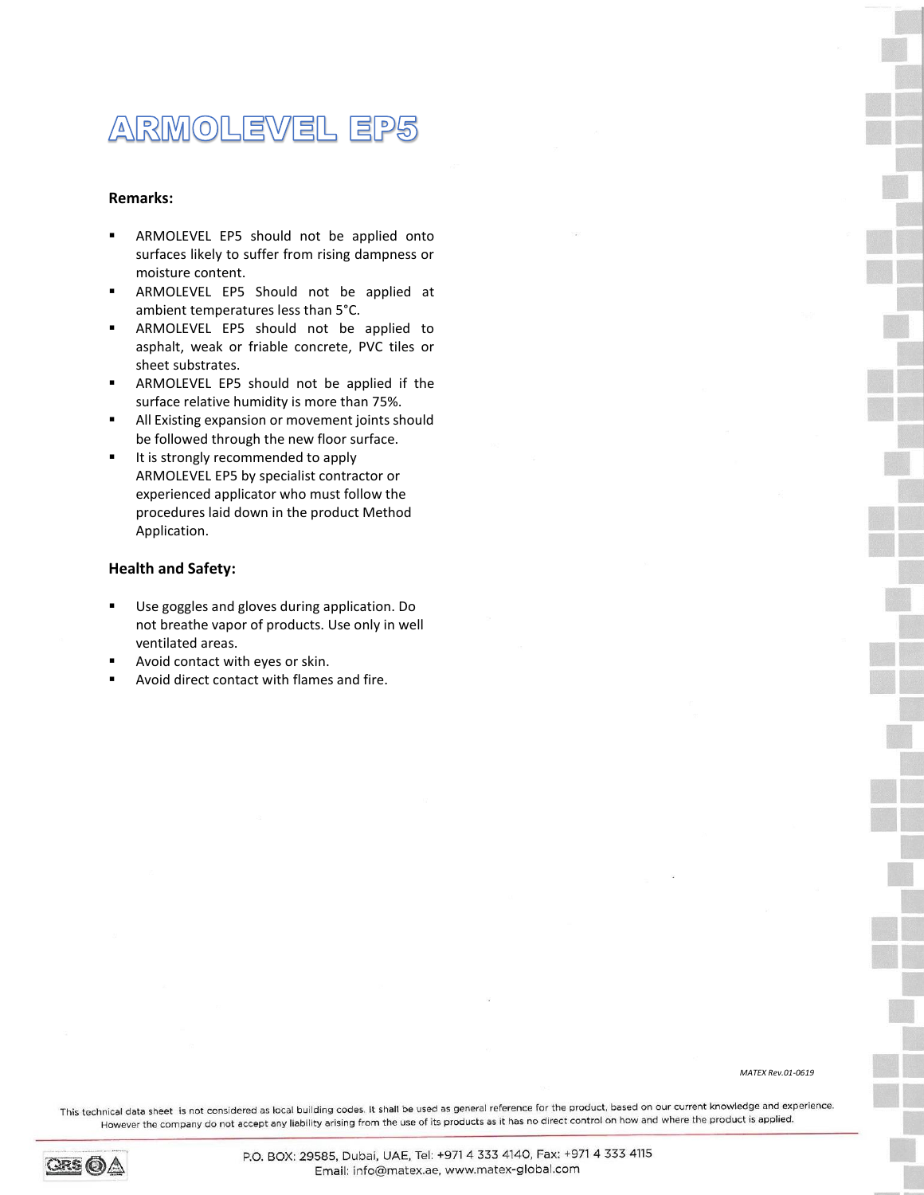# ARMOLEVEL EP5

**Remarks:**

- ARMOLEVEL EP5 should not be applied onto surfaces likely to suffer from rising dampness or moisture content.
- ARMOLEVEL EP5 Should not be applied at ambient temperatures less than 5°C.
- ARMOLEVEL EP5 should not be applied to asphalt, weak or friable concrete, PVC tiles or sheet substrates.
- ARMOLEVEL EP5 should not be applied if the surface relative humidity is more than 75%.
- All Existing expansion or movement joints should be followed through the new floor surface.
- It is strongly recommended to apply ARMOLEVEL EP5 by specialist contractor or experienced applicator who must follow the procedures laid down in the product Method Application.

**Health and Safety:**

- Use goggles and gloves during application. Do not breathe vapor of products. Use only in well ventilated areas.
- Avoid contact with eyes or skin.
- Avoid direct contact with flames and fire.

*MATEX Rev.01-0619*

This technical data sheet is not considered as local building codes. It shall be used as general reference for the product, based on our current knowledge and experience. However the company do not accept any liability arising from the use of its products as it has no direct control on how and where the product is applied.

P.O. BOX: 29585, Dubai, UAE, Tel: +971 4 333 4140, Fax: +971 4 333 4115
Email: info@matex.ae, www.matex-global.com